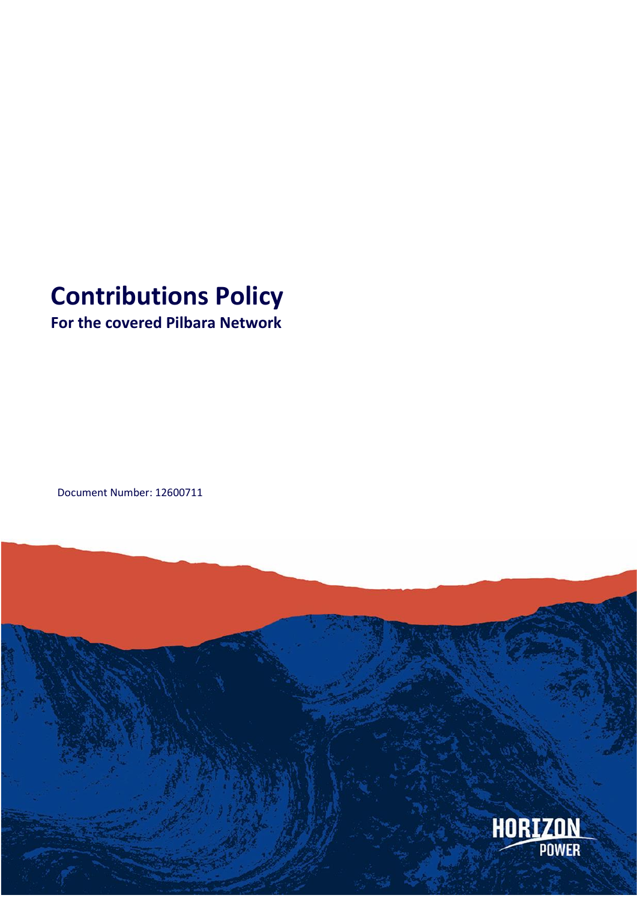# Contributions Policy

## For the covered Pilbara Network

Document Number: 12600711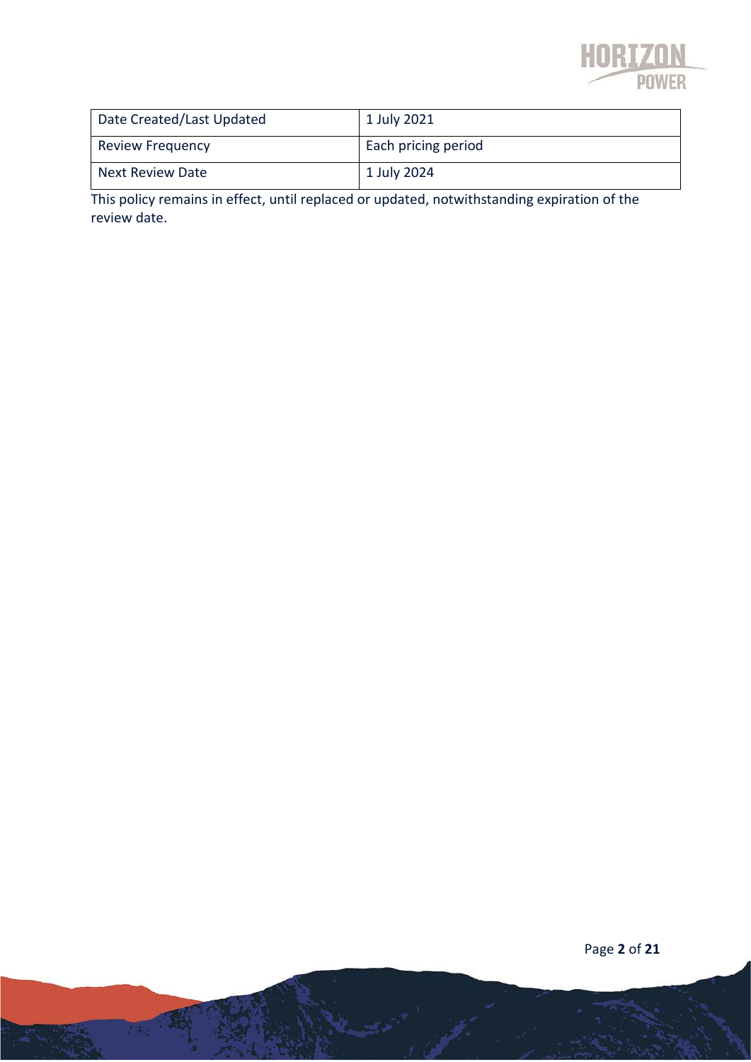| Date Created/Last Updated | 1 July 2021 |
|---|---|
| Review Frequency | Each pricing period |
| Next Review Date | 1 July 2024 |

This policy remains in effect, until replaced or updated, notwithstanding expiration of the review date.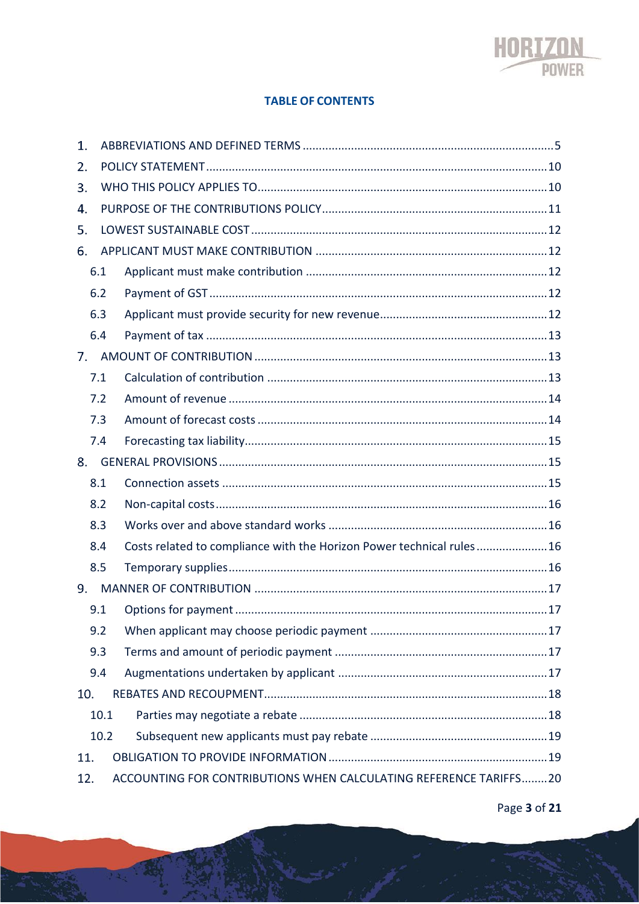# TABLE OF CONTENTS

1. ABBREVIATIONS AND DEFINED TERMS .....5
2. POLICY STATEMENT .....10
3. WHO THIS POLICY APPLIES TO .....10
4. PURPOSE OF THE CONTRIBUTIONS POLICY .....11
5. LOWEST SUSTAINABLE COST .....12
6. APPLICANT MUST MAKE CONTRIBUTION .....12
   - 6.1 Applicant must make contribution .....12
   - 6.2 Payment of GST .....12
   - 6.3 Applicant must provide security for new revenue .....12
   - 6.4 Payment of tax .....13
7. AMOUNT OF CONTRIBUTION .....13
   - 7.1 Calculation of contribution .....13
   - 7.2 Amount of revenue .....14
   - 7.3 Amount of forecast costs .....14
   - 7.4 Forecasting tax liability .....15
8. GENERAL PROVISIONS .....15
   - 8.1 Connection assets .....15
   - 8.2 Non-capital costs .....16
   - 8.3 Works over and above standard works .....16
   - 8.4 Costs related to compliance with the Horizon Power technical rules .....16
   - 8.5 Temporary supplies .....16
9. MANNER OF CONTRIBUTION .....17
   - 9.1 Options for payment .....17
   - 9.2 When applicant may choose periodic payment .....17
   - 9.3 Terms and amount of periodic payment .....17
   - 9.4 Augmentations undertaken by applicant .....17
10. REBATES AND RECOUPMENT .....18
    - 10.1 Parties may negotiate a rebate .....18
    - 10.2 Subsequent new applicants must pay rebate .....19
11. OBLIGATION TO PROVIDE INFORMATION .....19
12. ACCOUNTING FOR CONTRIBUTIONS WHEN CALCULATING REFERENCE TARIFFS .....20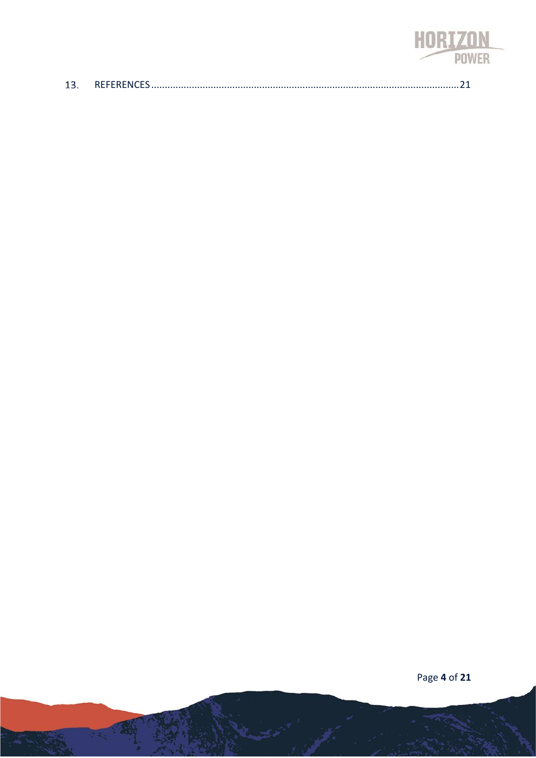13. REFERENCES.................................................................................................................21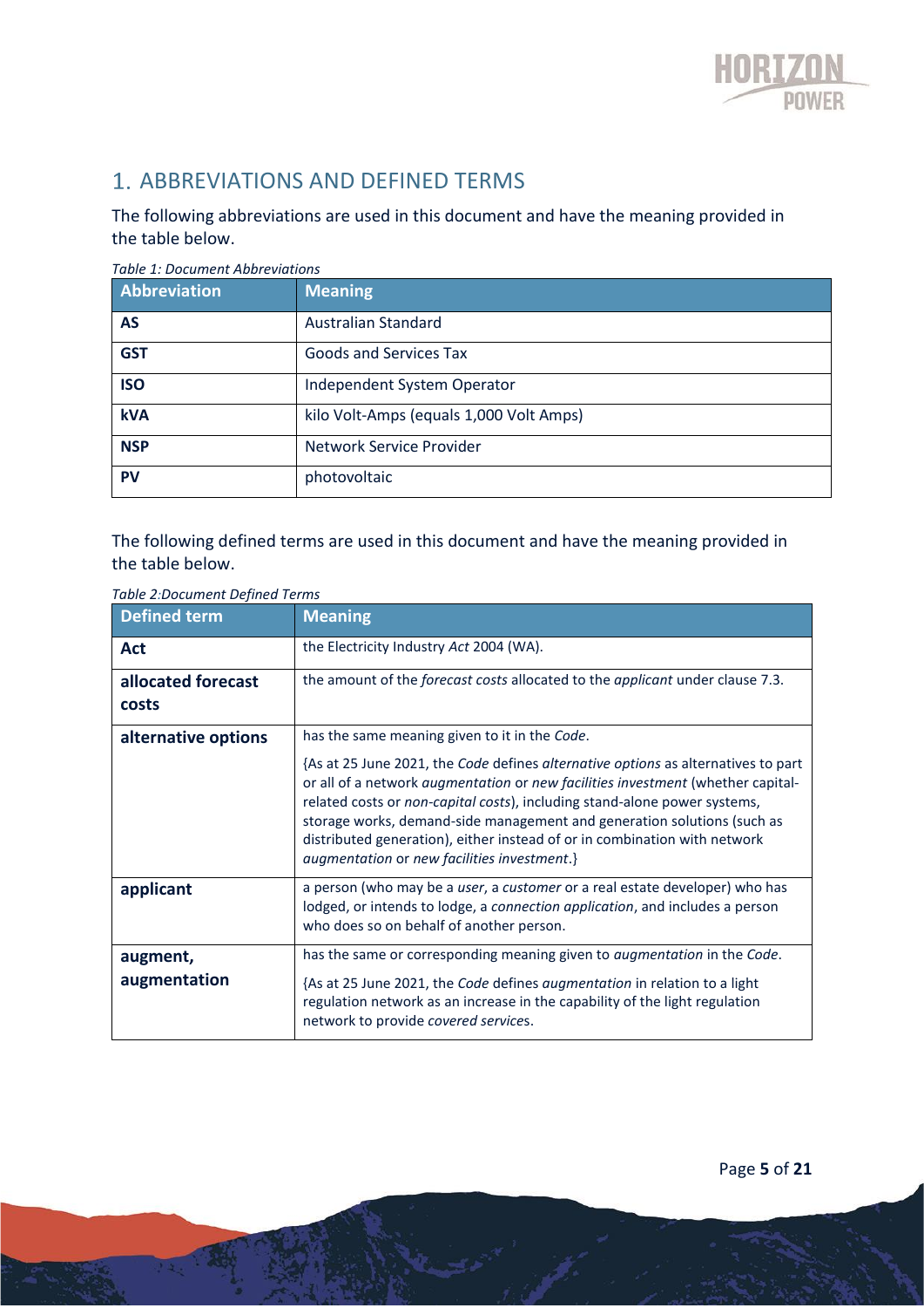# 1. ABBREVIATIONS AND DEFINED TERMS

The following abbreviations are used in this document and have the meaning provided in the table below.

*Table 1: Document Abbreviations*

| Abbreviation | Meaning |
|---|---|
| **AS** | Australian Standard |
| **GST** | Goods and Services Tax |
| **ISO** | Independent System Operator |
| **kVA** | kilo Volt-Amps (equals 1,000 Volt Amps) |
| **NSP** | Network Service Provider |
| **PV** | photovoltaic |

The following defined terms are used in this document and have the meaning provided in the table below.

*Table 2:Document Defined Terms*

| Defined term | Meaning |
|---|---|
| **Act** | the Electricity Industry *Act* 2004 (WA). |
| **allocated forecast costs** | the amount of the *forecast costs* allocated to the *applicant* under clause 7.3. |
| **alternative options** | has the same meaning given to it in the *Code*. {As at 25 June 2021, the *Code* defines *alternative options* as alternatives to part or all of a network *augmentation* or *new facilities investment* (whether capital-related costs or *non-capital costs*), including stand-alone power systems, storage works, demand-side management and generation solutions (such as distributed generation), either instead of or in combination with network *augmentation* or *new facilities investment*.} |
| **applicant** | a person (who may be a *user*, a *customer* or a real estate developer) who has lodged, or intends to lodge, a *connection application*, and includes a person who does so on behalf of another person. |
| **augment, augmentation** | has the same or corresponding meaning given to *augmentation* in the *Code*. {As at 25 June 2021, the *Code* defines *augmentation* in relation to a light regulation network as an increase in the capability of the light regulation network to provide *covered services*. |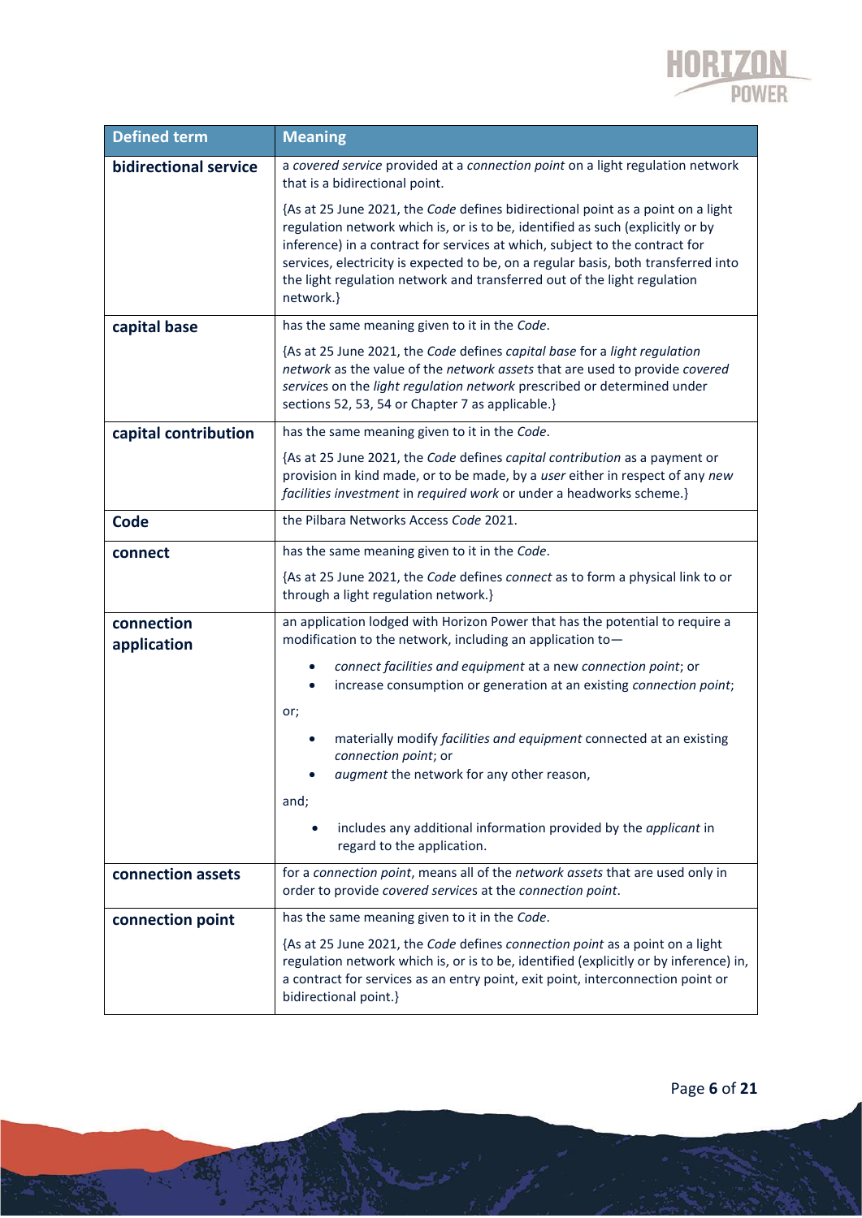| Defined term | Meaning |
|---|---|
| **bidirectional service** | a *covered service* provided at a *connection point* on a light regulation network that is a bidirectional point.<br><br>{As at 25 June 2021, the *Code* defines bidirectional point as a point on a light regulation network which is, or is to be, identified as such (explicitly or by inference) in a contract for services at which, subject to the contract for services, electricity is expected to be, on a regular basis, both transferred into the light regulation network and transferred out of the light regulation network.} |
| **capital base** | has the same meaning given to it in the *Code*.<br><br>{As at 25 June 2021, the *Code* defines *capital base* for a *light regulation network* as the value of the *network assets* that are used to provide *covered services* on the *light regulation network* prescribed or determined under sections 52, 53, 54 or Chapter 7 as applicable.} |
| **capital contribution** | has the same meaning given to it in the *Code*.<br><br>{As at 25 June 2021, the *Code* defines *capital contribution* as a payment or provision in kind made, or to be made, by a *user* either in respect of any *new facilities investment* in *required work* or under a headworks scheme.} |
| **Code** | the Pilbara Networks Access *Code* 2021. |
| **connect** | has the same meaning given to it in the *Code*.<br><br>{As at 25 June 2021, the *Code* defines *connect* as to form a physical link to or through a light regulation network.} |
| **connection application** | an application lodged with Horizon Power that has the potential to require a modification to the network, including an application to—<br><br>• *connect facilities and equipment* at a new *connection point*; or<br>• increase consumption or generation at an existing *connection point*;<br><br>or;<br><br>• materially modify *facilities and equipment* connected at an existing *connection point*; or<br>• *augment* the network for any other reason,<br><br>and;<br><br>• includes any additional information provided by the *applicant* in regard to the application. |
| **connection assets** | for a *connection point*, means all of the *network assets* that are used only in order to provide *covered services* at the *connection point*. |
| **connection point** | has the same meaning given to it in the *Code*.<br><br>{As at 25 June 2021, the *Code* defines *connection point* as a point on a light regulation network which is, or is to be, identified (explicitly or by inference) in, a contract for services as an entry point, exit point, interconnection point or bidirectional point.} |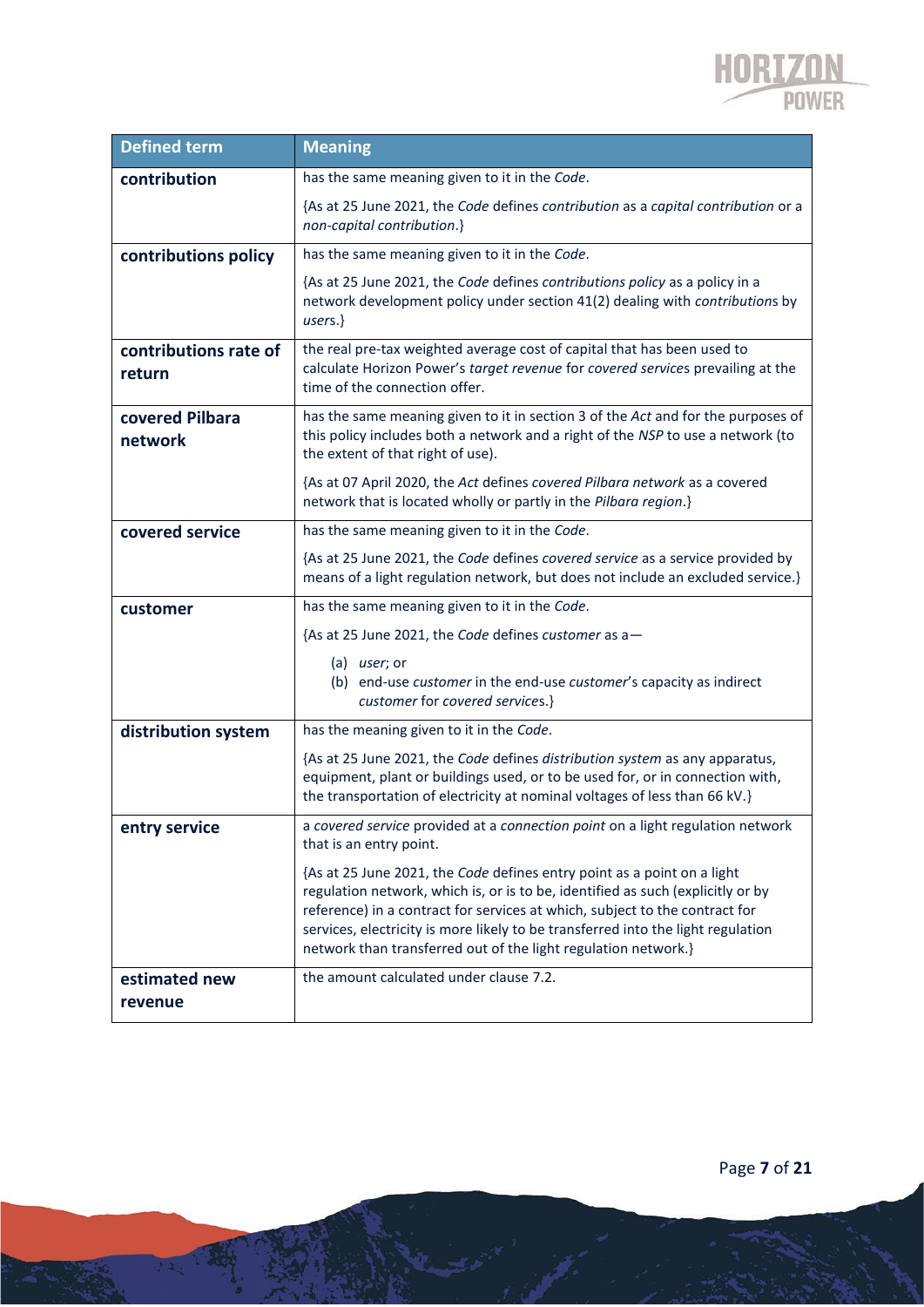| Defined term | Meaning |
|---|---|
| **contribution** | has the same meaning given to it in the *Code*.<br><br>{As at 25 June 2021, the *Code* defines *contribution* as a *capital contribution* or a *non-capital contribution*.} |
| **contributions policy** | has the same meaning given to it in the *Code*.<br><br>{As at 25 June 2021, the *Code* defines *contributions policy* as a policy in a network development policy under section 41(2) dealing with *contribution*s by *users*.} |
| **contributions rate of return** | the real pre-tax weighted average cost of capital that has been used to calculate Horizon Power's *target revenue* for *covered service*s prevailing at the time of the connection offer. |
| **covered Pilbara network** | has the same meaning given to it in section 3 of the *Act* and for the purposes of this policy includes both a network and a right of the *NSP* to use a network (to the extent of that right of use).<br><br>{As at 07 April 2020, the *Act* defines *covered Pilbara network* as a covered network that is located wholly or partly in the *Pilbara region*.} |
| **covered service** | has the same meaning given to it in the *Code*.<br><br>{As at 25 June 2021, the *Code* defines *covered service* as a service provided by means of a light regulation network, but does not include an excluded service.} |
| **customer** | has the same meaning given to it in the *Code*.<br><br>{As at 25 June 2021, the *Code* defines *customer* as a—<br>(a) *user*; or<br>(b) end-use *customer* in the end-use *customer*'s capacity as indirect *customer* for *covered services*.} |
| **distribution system** | has the meaning given to it in the *Code*.<br><br>{As at 25 June 2021, the *Code* defines *distribution system* as any apparatus, equipment, plant or buildings used, or to be used for, or in connection with, the transportation of electricity at nominal voltages of less than 66 kV.} |
| **entry service** | a *covered service* provided at a *connection point* on a light regulation network that is an entry point.<br><br>{As at 25 June 2021, the *Code* defines entry point as a point on a light regulation network, which is, or is to be, identified as such (explicitly or by reference) in a contract for services at which, subject to the contract for services, electricity is more likely to be transferred into the light regulation network than transferred out of the light regulation network.} |
| **estimated new revenue** | the amount calculated under clause 7.2. |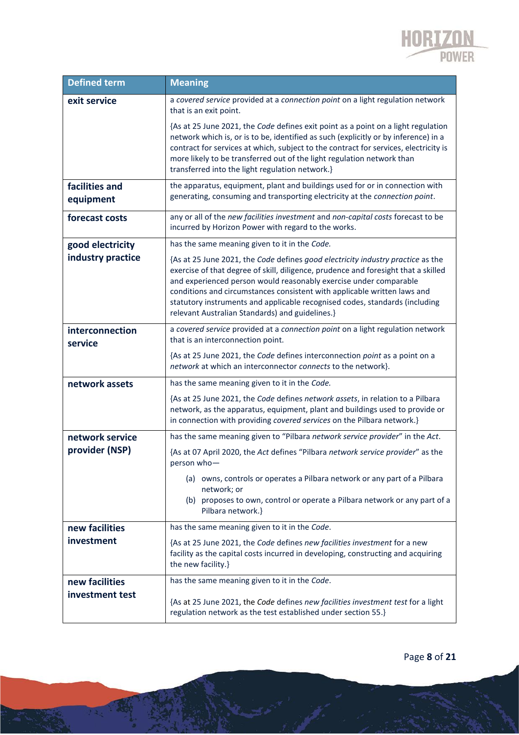| Defined term | Meaning |
|---|---|
| **exit service** | a *covered service* provided at a *connection point* on a light regulation network that is an exit point.<br><br>{As at 25 June 2021, the *Code* defines exit point as a point on a light regulation network which is, or is to be, identified as such (explicitly or by inference) in a contract for services at which, subject to the contract for services, electricity is more likely to be transferred out of the light regulation network than transferred into the light regulation network.} |
| **facilities and equipment** | the apparatus, equipment, plant and buildings used for or in connection with generating, consuming and transporting electricity at the *connection point*. |
| **forecast costs** | any or all of the *new facilities investment* and *non-capital costs* forecast to be incurred by Horizon Power with regard to the works. |
| **good electricity industry practice** | has the same meaning given to it in the *Code.*<br><br>{As at 25 June 2021, the *Code* defines *good electricity industry practice* as the exercise of that degree of skill, diligence, prudence and foresight that a skilled and experienced person would reasonably exercise under comparable conditions and circumstances consistent with applicable written laws and statutory instruments and applicable recognised codes, standards (including relevant Australian Standards) and guidelines.} |
| **interconnection service** | a *covered service* provided at a *connection point* on a light regulation network that is an interconnection point.<br><br>{As at 25 June 2021, the *Code* defines interconnection *point* as a point on a *network* at which an interconnector *connects* to the network}. |
| **network assets** | has the same meaning given to it in the *Code.*<br><br>{As at 25 June 2021, the *Code* defines *network assets*, in relation to a Pilbara network, as the apparatus, equipment, plant and buildings used to provide or in connection with providing *covered services* on the Pilbara network.} |
| **network service provider (NSP)** | has the same meaning given to "Pilbara *network service provider*" in the *Act*.<br><br>{As at 07 April 2020, the *Act* defines "Pilbara *network service provider*" as the person who—<br><br>(a) owns, controls or operates a Pilbara network or any part of a Pilbara network; or<br>(b) proposes to own, control or operate a Pilbara network or any part of a Pilbara network.} |
| **new facilities investment** | has the same meaning given to it in the *Code*.<br><br>{As at 25 June 2021, the *Code* defines *new facilities investment* for a new facility as the capital costs incurred in developing, constructing and acquiring the new facility.} |
| **new facilities investment test** | has the same meaning given to it in the *Code*.<br><br>{As at 25 June 2021, the *Code* defines *new facilities investment test* for a light regulation network as the test established under section 55.} |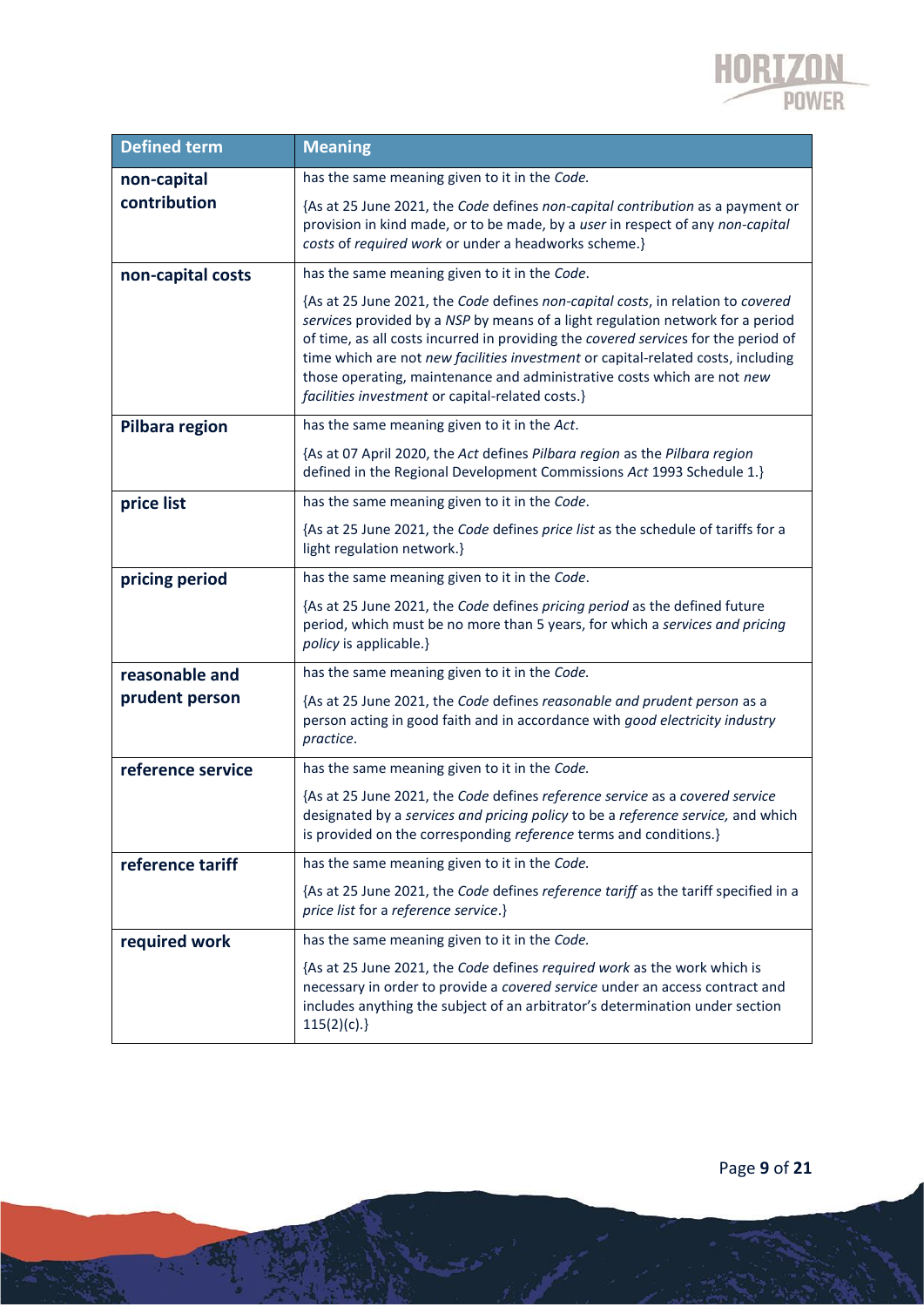| Defined term | Meaning |
|---|---|
| **non-capital contribution** | has the same meaning given to it in the *Code.*<br><br>{As at 25 June 2021, the *Code* defines *non-capital contribution* as a payment or provision in kind made, or to be made, by a *user* in respect of any *non-capital costs* of *required work* or under a headworks scheme.} |
| **non-capital costs** | has the same meaning given to it in the *Code*.<br><br>{As at 25 June 2021, the *Code* defines *non-capital costs*, in relation to *covered services* provided by a *NSP* by means of a light regulation network for a period of time, as all costs incurred in providing the *covered services* for the period of time which are not *new facilities investment* or capital-related costs, including those operating, maintenance and administrative costs which are not *new facilities investment* or capital-related costs.} |
| **Pilbara region** | has the same meaning given to it in the *Act*.<br><br>{As at 07 April 2020, the *Act* defines *Pilbara region* as the *Pilbara region* defined in the Regional Development Commissions *Act* 1993 Schedule 1.} |
| **price list** | has the same meaning given to it in the *Code*.<br><br>{As at 25 June 2021, the *Code* defines *price list* as the schedule of tariffs for a light regulation network.} |
| **pricing period** | has the same meaning given to it in the *Code*.<br><br>{As at 25 June 2021, the *Code* defines *pricing period* as the defined future period, which must be no more than 5 years, for which a *services and pricing policy* is applicable.} |
| **reasonable and prudent person** | has the same meaning given to it in the *Code.*<br><br>{As at 25 June 2021, the *Code* defines *reasonable and prudent person* as a person acting in good faith and in accordance with *good electricity industry practice*. |
| **reference service** | has the same meaning given to it in the *Code.*<br><br>{As at 25 June 2021, the *Code* defines *reference service* as a *covered service* designated by a *services and pricing policy* to be a *reference service,* and which is provided on the corresponding *reference* terms and conditions.} |
| **reference tariff** | has the same meaning given to it in the *Code.*<br><br>{As at 25 June 2021, the *Code* defines *reference tariff* as the tariff specified in a *price list* for a *reference service*.} |
| **required work** | has the same meaning given to it in the *Code.*<br><br>{As at 25 June 2021, the *Code* defines *required work* as the work which is necessary in order to provide a *covered service* under an access contract and includes anything the subject of an arbitrator's determination under section 115(2)(c).} |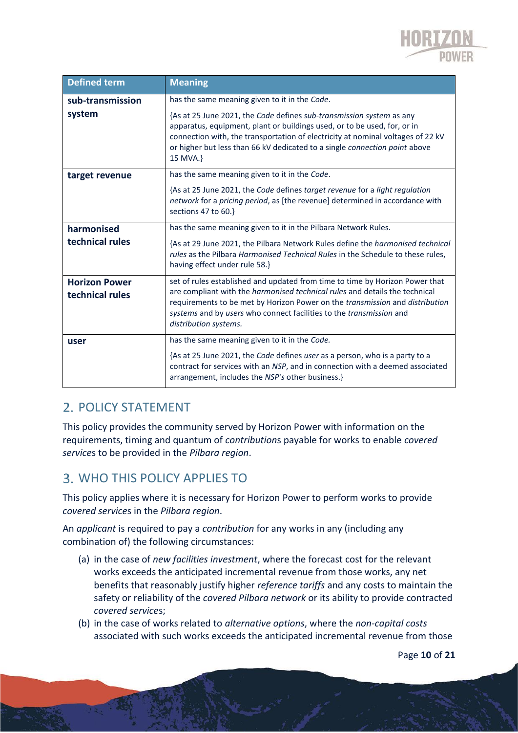| Defined term | Meaning |
| --- | --- |
| **sub-transmission system** | has the same meaning given to it in the *Code*.<br><br>{As at 25 June 2021, the *Code* defines *sub-transmission system* as any apparatus, equipment, plant or buildings used, or to be used, for, or in connection with, the transportation of electricity at nominal voltages of 22 kV or higher but less than 66 kV dedicated to a single *connection point* above 15 MVA.} |
| **target revenue** | has the same meaning given to it in the *Code*.<br><br>{As at 25 June 2021, the *Code* defines *target revenue* for a *light regulation network* for a *pricing period*, as [the revenue] determined in accordance with sections 47 to 60.} |
| **harmonised technical rules** | has the same meaning given to it in the Pilbara Network Rules.<br><br>{As at 29 June 2021, the Pilbara Network Rules define the *harmonised technical rules* as the Pilbara *Harmonised Technical Rules* in the Schedule to these rules, having effect under rule 58.} |
| **Horizon Power technical rules** | set of rules established and updated from time to time by Horizon Power that are compliant with the *harmonised technical rules* and details the technical requirements to be met by Horizon Power on the *transmission* and *distribution systems* and by *users* who connect facilities to the *transmission* and *distribution systems.* |
| **user** | has the same meaning given to it in the *Code.*<br><br>{As at 25 June 2021, the *Code* defines *user* as a person, who is a party to a contract for services with an *NSP*, and in connection with a deemed associated arrangement, includes the *NSP's* other business.} |

## 2. POLICY STATEMENT

This policy provides the community served by Horizon Power with information on the requirements, timing and quantum of *contribution*s payable for works to enable *covered service*s to be provided in the *Pilbara region*.

## 3. WHO THIS POLICY APPLIES TO

This policy applies where it is necessary for Horizon Power to perform works to provide *covered service*s in the *Pilbara region*.

An *applicant* is required to pay a *contribution* for any works in any (including any combination of) the following circumstances:

(a) in the case of *new facilities investment*, where the forecast cost for the relevant works exceeds the anticipated incremental revenue from those works, any net benefits that reasonably justify higher *reference tariffs* and any costs to maintain the safety or reliability of the *covered Pilbara network* or its ability to provide contracted *covered service*s;

(b) in the case of works related to *alternative options*, where the *non-capital costs* associated with such works exceeds the anticipated incremental revenue from those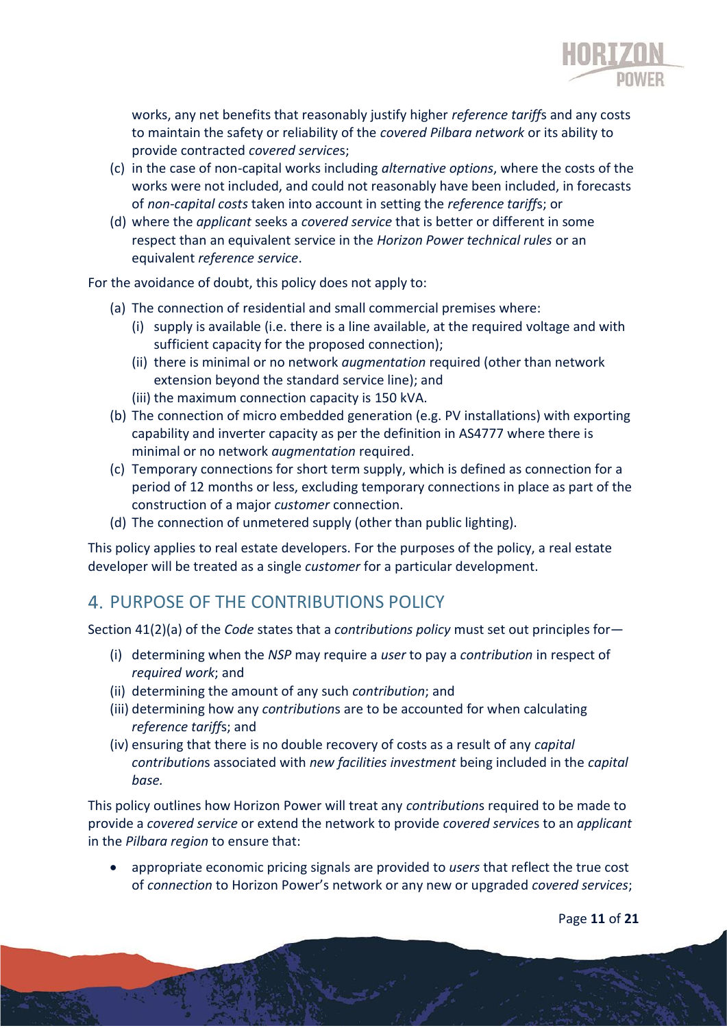works, any net benefits that reasonably justify higher *reference tariff*s and any costs to maintain the safety or reliability of the *covered Pilbara network* or its ability to provide contracted *covered services*;

(c) in the case of non-capital works including *alternative options*, where the costs of the works were not included, and could not reasonably have been included, in forecasts of *non-capital costs* taken into account in setting the *reference tariff*s; or

(d) where the *applicant* seeks a *covered service* that is better or different in some respect than an equivalent service in the *Horizon Power technical rules* or an equivalent *reference service*.

For the avoidance of doubt, this policy does not apply to:

(a) The connection of residential and small commercial premises where:
   (i) supply is available (i.e. there is a line available, at the required voltage and with sufficient capacity for the proposed connection);
   (ii) there is minimal or no network *augmentation* required (other than network extension beyond the standard service line); and
   (iii) the maximum connection capacity is 150 kVA.

(b) The connection of micro embedded generation (e.g. PV installations) with exporting capability and inverter capacity as per the definition in AS4777 where there is minimal or no network *augmentation* required.

(c) Temporary connections for short term supply, which is defined as connection for a period of 12 months or less, excluding temporary connections in place as part of the construction of a major *customer* connection.

(d) The connection of unmetered supply (other than public lighting).

This policy applies to real estate developers. For the purposes of the policy, a real estate developer will be treated as a single *customer* for a particular development.

## 4. PURPOSE OF THE CONTRIBUTIONS POLICY

Section 41(2)(a) of the *Code* states that a *contributions policy* must set out principles for—

(i) determining when the *NSP* may require a *user* to pay a *contribution* in respect of *required work*; and

(ii) determining the amount of any such *contribution*; and

(iii) determining how any *contribution*s are to be accounted for when calculating *reference tariff*s; and

(iv) ensuring that there is no double recovery of costs as a result of any *capital contribution*s associated with *new facilities investment* being included in the *capital base.*

This policy outlines how Horizon Power will treat any *contribution*s required to be made to provide a *covered service* or extend the network to provide *covered service*s to an *applicant* in the *Pilbara region* to ensure that:

- appropriate economic pricing signals are provided to *users* that reflect the true cost of *connection* to Horizon Power's network or any new or upgraded *covered services*;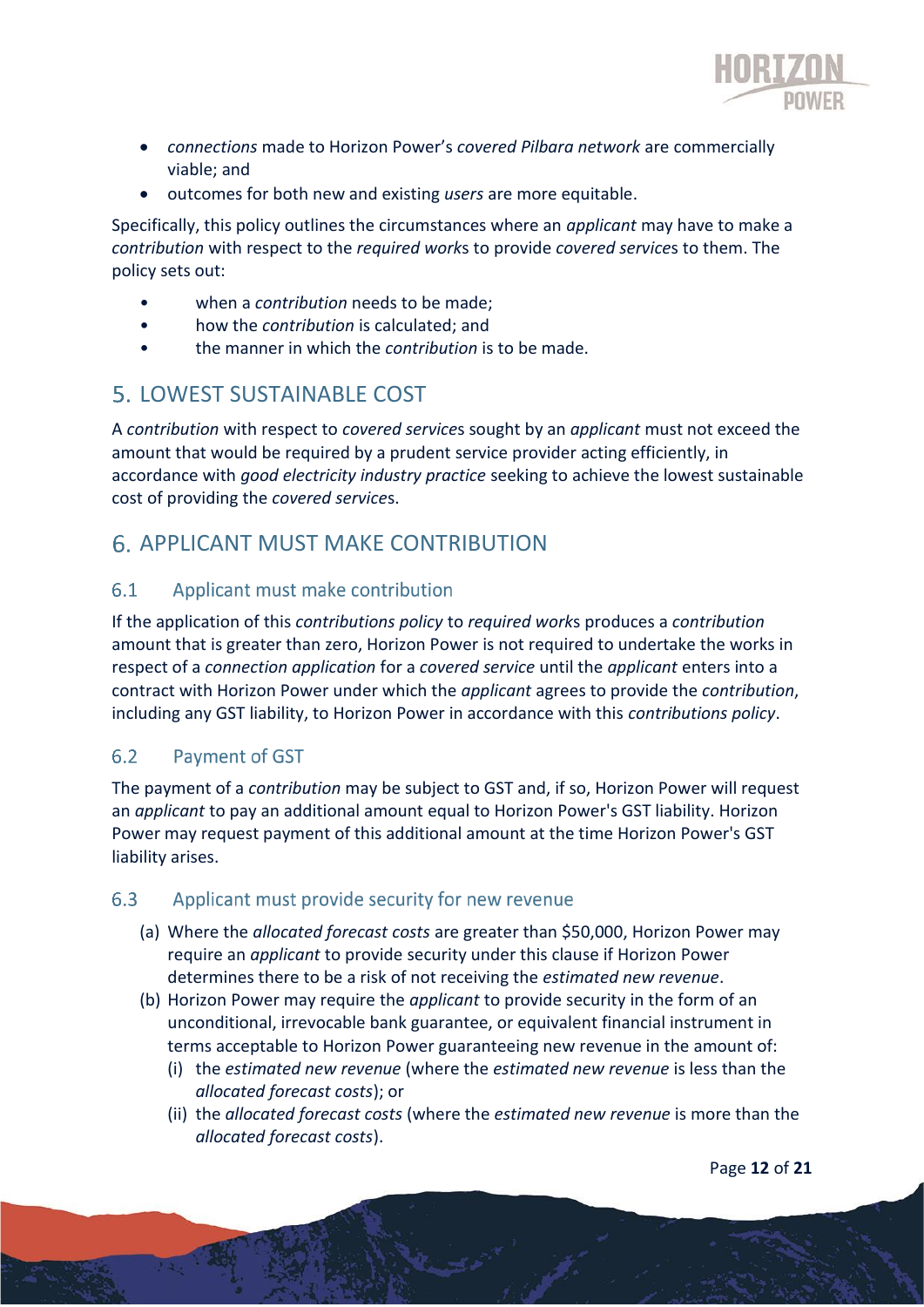- *connections* made to Horizon Power's *covered Pilbara network* are commercially viable; and
- outcomes for both new and existing *users* are more equitable.

Specifically, this policy outlines the circumstances where an *applicant* may have to make a *contribution* with respect to the *required work*s to provide *covered service*s to them. The policy sets out:

- when a *contribution* needs to be made;
- how the *contribution* is calculated; and
- the manner in which the *contribution* is to be made.

# 5. LOWEST SUSTAINABLE COST

A *contribution* with respect to *covered service*s sought by an *applicant* must not exceed the amount that would be required by a prudent service provider acting efficiently, in accordance with *good electricity industry practice* seeking to achieve the lowest sustainable cost of providing the *covered service*s.

# 6. APPLICANT MUST MAKE CONTRIBUTION

## 6.1 Applicant must make contribution

If the application of this *contributions policy* to *required work*s produces a *contribution* amount that is greater than zero, Horizon Power is not required to undertake the works in respect of a *connection application* for a *covered service* until the *applicant* enters into a contract with Horizon Power under which the *applicant* agrees to provide the *contribution*, including any GST liability, to Horizon Power in accordance with this *contributions policy*.

## 6.2 Payment of GST

The payment of a *contribution* may be subject to GST and, if so, Horizon Power will request an *applicant* to pay an additional amount equal to Horizon Power's GST liability. Horizon Power may request payment of this additional amount at the time Horizon Power's GST liability arises.

## 6.3 Applicant must provide security for new revenue

(a) Where the *allocated forecast costs* are greater than $50,000, Horizon Power may require an *applicant* to provide security under this clause if Horizon Power determines there to be a risk of not receiving the *estimated new revenue*.

(b) Horizon Power may require the *applicant* to provide security in the form of an unconditional, irrevocable bank guarantee, or equivalent financial instrument in terms acceptable to Horizon Power guaranteeing new revenue in the amount of:

   (i) the *estimated new revenue* (where the *estimated new revenue* is less than the *allocated forecast costs*); or

   (ii) the *allocated forecast costs* (where the *estimated new revenue* is more than the *allocated forecast costs*).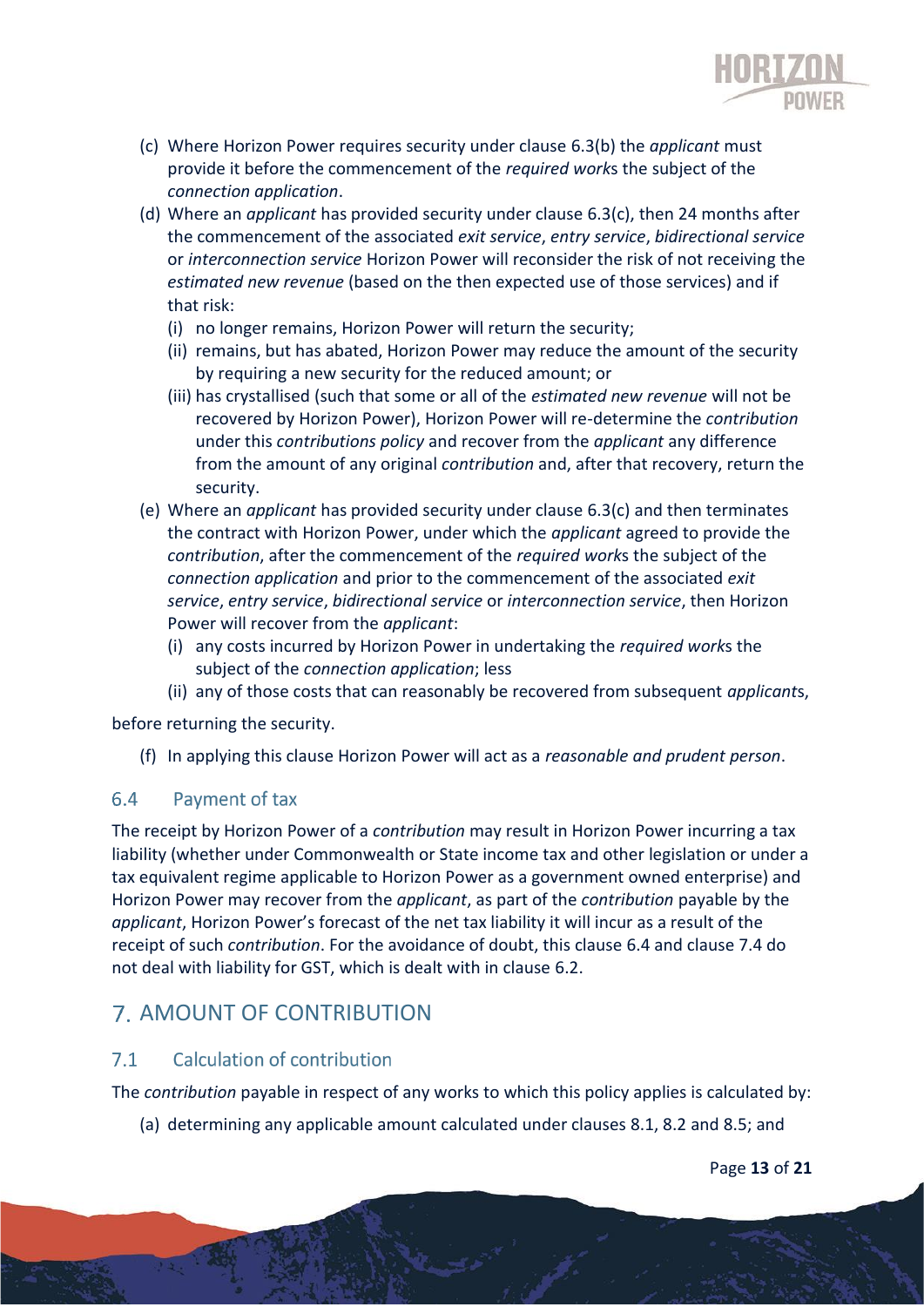(c) Where Horizon Power requires security under clause 6.3(b) the *applicant* must provide it before the commencement of the *required works* the subject of the *connection application*.

(d) Where an *applicant* has provided security under clause 6.3(c), then 24 months after the commencement of the associated *exit service*, *entry service*, *bidirectional service* or *interconnection service* Horizon Power will reconsider the risk of not receiving the *estimated new revenue* (based on the then expected use of those services) and if that risk:

   (i) no longer remains, Horizon Power will return the security;

   (ii) remains, but has abated, Horizon Power may reduce the amount of the security by requiring a new security for the reduced amount; or

   (iii) has crystallised (such that some or all of the *estimated new revenue* will not be recovered by Horizon Power), Horizon Power will re-determine the *contribution* under this *contributions policy* and recover from the *applicant* any difference from the amount of any original *contribution* and, after that recovery, return the security.

(e) Where an *applicant* has provided security under clause 6.3(c) and then terminates the contract with Horizon Power, under which the *applicant* agreed to provide the *contribution*, after the commencement of the *required works* the subject of the *connection application* and prior to the commencement of the associated *exit service*, *entry service*, *bidirectional service* or *interconnection service*, then Horizon Power will recover from the *applicant*:

   (i) any costs incurred by Horizon Power in undertaking the *required works* the subject of the *connection application*; less

   (ii) any of those costs that can reasonably be recovered from subsequent *applicants*,

before returning the security.

(f) In applying this clause Horizon Power will act as a *reasonable and prudent person*.

### 6.4 Payment of tax

The receipt by Horizon Power of a *contribution* may result in Horizon Power incurring a tax liability (whether under Commonwealth or State income tax and other legislation or under a tax equivalent regime applicable to Horizon Power as a government owned enterprise) and Horizon Power may recover from the *applicant*, as part of the *contribution* payable by the *applicant*, Horizon Power's forecast of the net tax liability it will incur as a result of the receipt of such *contribution*. For the avoidance of doubt, this clause 6.4 and clause 7.4 do not deal with liability for GST, which is dealt with in clause 6.2.

## 7. AMOUNT OF CONTRIBUTION

### 7.1 Calculation of contribution

The *contribution* payable in respect of any works to which this policy applies is calculated by:

(a) determining any applicable amount calculated under clauses 8.1, 8.2 and 8.5; and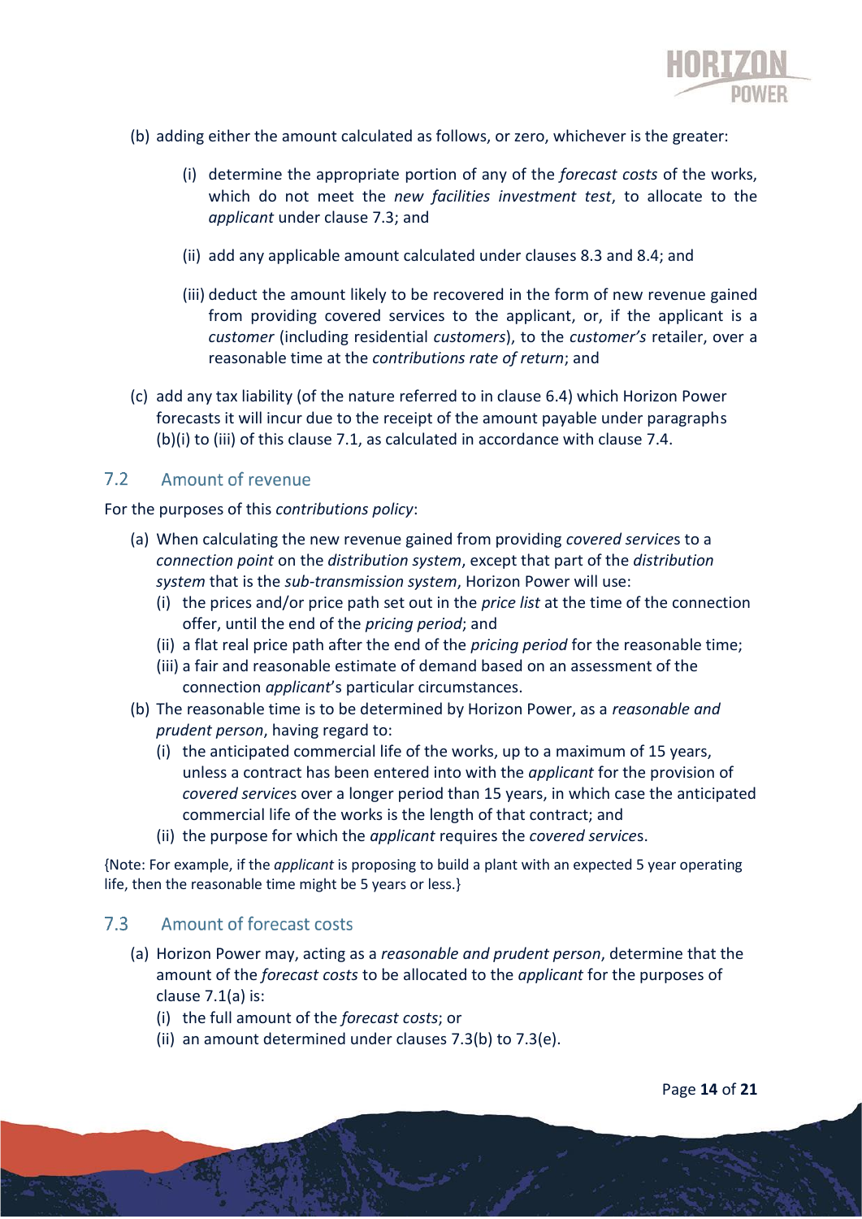(b) adding either the amount calculated as follows, or zero, whichever is the greater:

   (i) determine the appropriate portion of any of the *forecast costs* of the works, which do not meet the *new facilities investment test*, to allocate to the *applicant* under clause 7.3; and

   (ii) add any applicable amount calculated under clauses 8.3 and 8.4; and

   (iii) deduct the amount likely to be recovered in the form of new revenue gained from providing covered services to the applicant, or, if the applicant is a *customer* (including residential *customers*), to the *customer's* retailer, over a reasonable time at the *contributions rate of return*; and

(c) add any tax liability (of the nature referred to in clause 6.4) which Horizon Power forecasts it will incur due to the receipt of the amount payable under paragraphs (b)(i) to (iii) of this clause 7.1, as calculated in accordance with clause 7.4.

## 7.2 Amount of revenue

For the purposes of this *contributions policy*:

(a) When calculating the new revenue gained from providing *covered service*s to a *connection point* on the *distribution system*, except that part of the *distribution system* that is the *sub-transmission system*, Horizon Power will use:
   (i) the prices and/or price path set out in the *price list* at the time of the connection offer, until the end of the *pricing period*; and
   (ii) a flat real price path after the end of the *pricing period* for the reasonable time;
   (iii) a fair and reasonable estimate of demand based on an assessment of the connection *applicant*'s particular circumstances.

(b) The reasonable time is to be determined by Horizon Power, as a *reasonable and prudent person*, having regard to:
   (i) the anticipated commercial life of the works, up to a maximum of 15 years, unless a contract has been entered into with the *applicant* for the provision of *covered service*s over a longer period than 15 years, in which case the anticipated commercial life of the works is the length of that contract; and
   (ii) the purpose for which the *applicant* requires the *covered service*s.

{Note: For example, if the *applicant* is proposing to build a plant with an expected 5 year operating life, then the reasonable time might be 5 years or less.}

## 7.3 Amount of forecast costs

(a) Horizon Power may, acting as a *reasonable and prudent person*, determine that the amount of the *forecast costs* to be allocated to the *applicant* for the purposes of clause 7.1(a) is:
   (i) the full amount of the *forecast costs*; or
   (ii) an amount determined under clauses 7.3(b) to 7.3(e).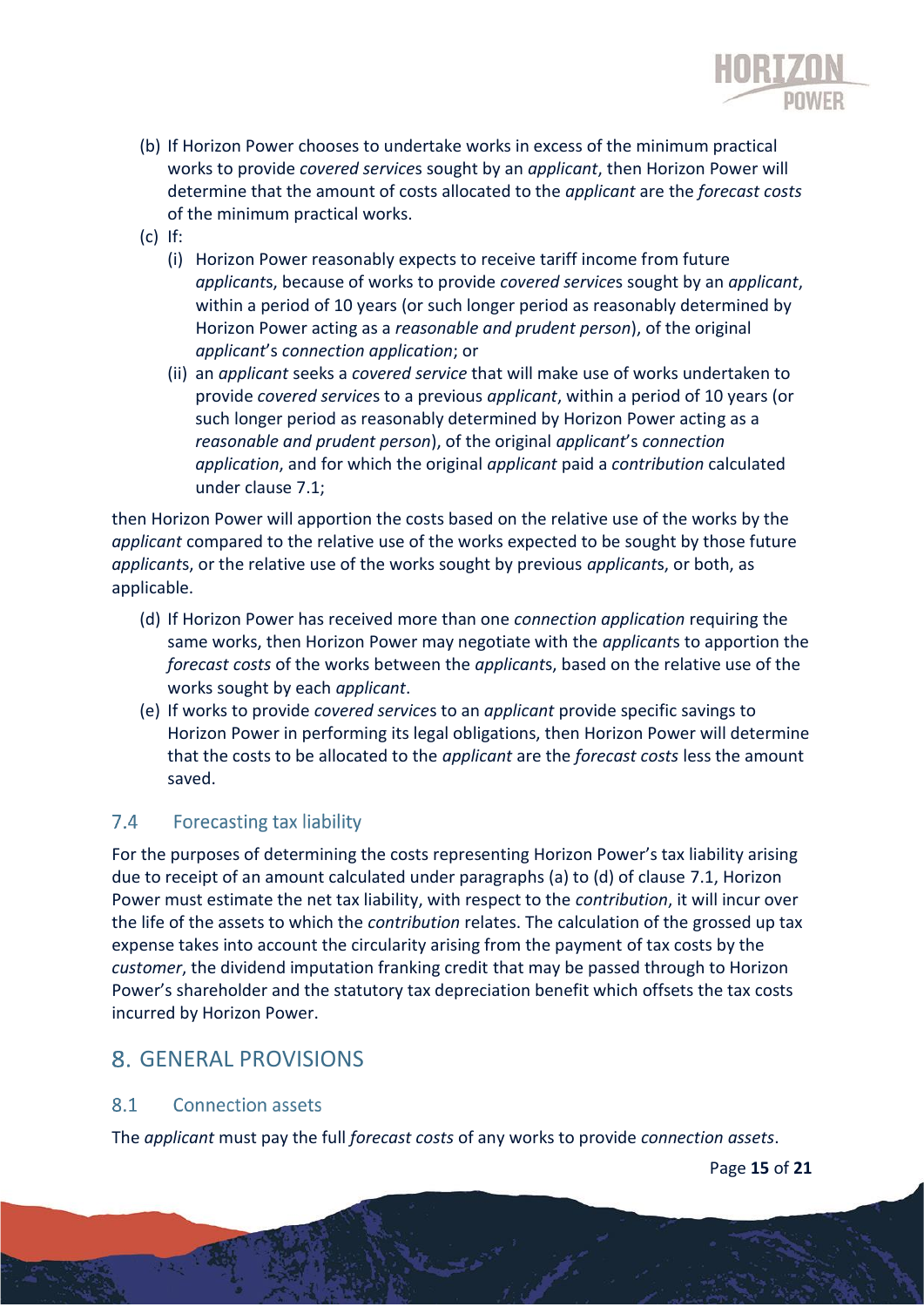(b) If Horizon Power chooses to undertake works in excess of the minimum practical works to provide *covered services* sought by an *applicant*, then Horizon Power will determine that the amount of costs allocated to the *applicant* are the *forecast costs* of the minimum practical works.

(c) If:

   (i) Horizon Power reasonably expects to receive tariff income from future *applicants*, because of works to provide *covered services* sought by an *applicant*, within a period of 10 years (or such longer period as reasonably determined by Horizon Power acting as a *reasonable and prudent person*), of the original *applicant*'s *connection application*; or

   (ii) an *applicant* seeks a *covered service* that will make use of works undertaken to provide *covered services* to a previous *applicant*, within a period of 10 years (or such longer period as reasonably determined by Horizon Power acting as a *reasonable and prudent person*), of the original *applicant*'s *connection application*, and for which the original *applicant* paid a *contribution* calculated under clause 7.1;

then Horizon Power will apportion the costs based on the relative use of the works by the *applicant* compared to the relative use of the works expected to be sought by those future *applicants*, or the relative use of the works sought by previous *applicants*, or both, as applicable.

(d) If Horizon Power has received more than one *connection application* requiring the same works, then Horizon Power may negotiate with the *applicants* to apportion the *forecast costs* of the works between the *applicants*, based on the relative use of the works sought by each *applicant*.

(e) If works to provide *covered services* to an *applicant* provide specific savings to Horizon Power in performing its legal obligations, then Horizon Power will determine that the costs to be allocated to the *applicant* are the *forecast costs* less the amount saved.

### 7.4 Forecasting tax liability

For the purposes of determining the costs representing Horizon Power's tax liability arising due to receipt of an amount calculated under paragraphs (a) to (d) of clause 7.1, Horizon Power must estimate the net tax liability, with respect to the *contribution*, it will incur over the life of the assets to which the *contribution* relates. The calculation of the grossed up tax expense takes into account the circularity arising from the payment of tax costs by the *customer*, the dividend imputation franking credit that may be passed through to Horizon Power's shareholder and the statutory tax depreciation benefit which offsets the tax costs incurred by Horizon Power.

## 8. GENERAL PROVISIONS

### 8.1 Connection assets

The *applicant* must pay the full *forecast costs* of any works to provide *connection assets*.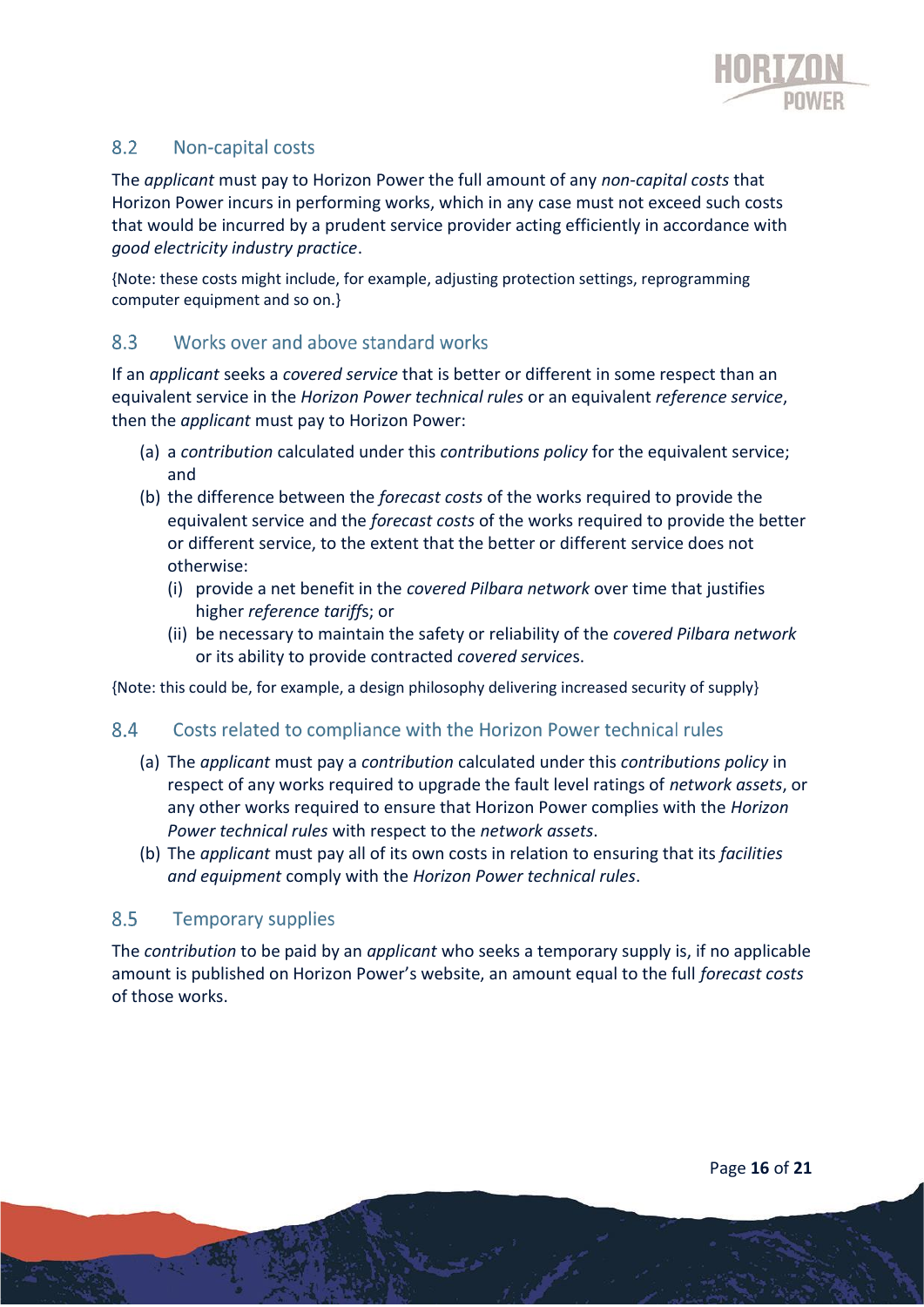## 8.2 Non-capital costs

The *applicant* must pay to Horizon Power the full amount of any *non-capital costs* that Horizon Power incurs in performing works, which in any case must not exceed such costs that would be incurred by a prudent service provider acting efficiently in accordance with *good electricity industry practice*.

{Note: these costs might include, for example, adjusting protection settings, reprogramming computer equipment and so on.}

## 8.3 Works over and above standard works

If an *applicant* seeks a *covered service* that is better or different in some respect than an equivalent service in the *Horizon Power technical rules* or an equivalent *reference service*, then the *applicant* must pay to Horizon Power:

(a) a *contribution* calculated under this *contributions policy* for the equivalent service; and

(b) the difference between the *forecast costs* of the works required to provide the equivalent service and the *forecast costs* of the works required to provide the better or different service, to the extent that the better or different service does not otherwise:

   (i) provide a net benefit in the *covered Pilbara network* over time that justifies higher *reference tariffs*; or

   (ii) be necessary to maintain the safety or reliability of the *covered Pilbara network* or its ability to provide contracted *covered services*.

{Note: this could be, for example, a design philosophy delivering increased security of supply}

## 8.4 Costs related to compliance with the Horizon Power technical rules

(a) The *applicant* must pay a *contribution* calculated under this *contributions policy* in respect of any works required to upgrade the fault level ratings of *network assets*, or any other works required to ensure that Horizon Power complies with the *Horizon Power technical rules* with respect to the *network assets*.

(b) The *applicant* must pay all of its own costs in relation to ensuring that its *facilities and equipment* comply with the *Horizon Power technical rules*.

## 8.5 Temporary supplies

The *contribution* to be paid by an *applicant* who seeks a temporary supply is, if no applicable amount is published on Horizon Power's website, an amount equal to the full *forecast costs* of those works.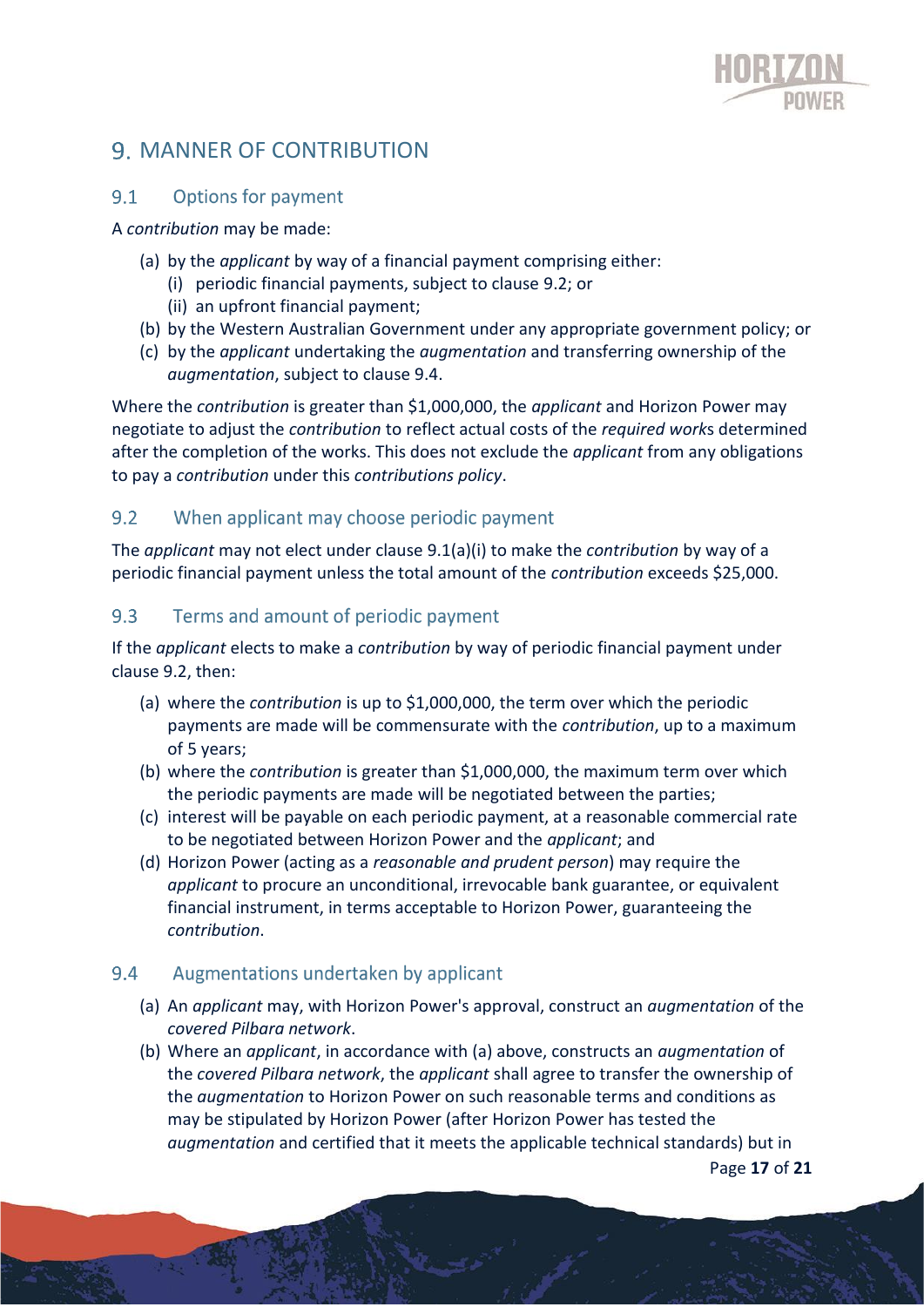# 9. MANNER OF CONTRIBUTION

## 9.1 Options for payment

A *contribution* may be made:

(a) by the *applicant* by way of a financial payment comprising either:
  (i) periodic financial payments, subject to clause 9.2; or
  (ii) an upfront financial payment;

(b) by the Western Australian Government under any appropriate government policy; or

(c) by the *applicant* undertaking the *augmentation* and transferring ownership of the *augmentation*, subject to clause 9.4.

Where the *contribution* is greater than $1,000,000, the *applicant* and Horizon Power may negotiate to adjust the *contribution* to reflect actual costs of the *required works* determined after the completion of the works. This does not exclude the *applicant* from any obligations to pay a *contribution* under this *contributions policy*.

## 9.2 When applicant may choose periodic payment

The *applicant* may not elect under clause 9.1(a)(i) to make the *contribution* by way of a periodic financial payment unless the total amount of the *contribution* exceeds $25,000.

## 9.3 Terms and amount of periodic payment

If the *applicant* elects to make a *contribution* by way of periodic financial payment under clause 9.2, then:

(a) where the *contribution* is up to $1,000,000, the term over which the periodic payments are made will be commensurate with the *contribution*, up to a maximum of 5 years;

(b) where the *contribution* is greater than $1,000,000, the maximum term over which the periodic payments are made will be negotiated between the parties;

(c) interest will be payable on each periodic payment, at a reasonable commercial rate to be negotiated between Horizon Power and the *applicant*; and

(d) Horizon Power (acting as a *reasonable and prudent person*) may require the *applicant* to procure an unconditional, irrevocable bank guarantee, or equivalent financial instrument, in terms acceptable to Horizon Power, guaranteeing the *contribution*.

## 9.4 Augmentations undertaken by applicant

(a) An *applicant* may, with Horizon Power's approval, construct an *augmentation* of the *covered Pilbara network*.

(b) Where an *applicant*, in accordance with (a) above, constructs an *augmentation* of the *covered Pilbara network*, the *applicant* shall agree to transfer the ownership of the *augmentation* to Horizon Power on such reasonable terms and conditions as may be stipulated by Horizon Power (after Horizon Power has tested the *augmentation* and certified that it meets the applicable technical standards) but in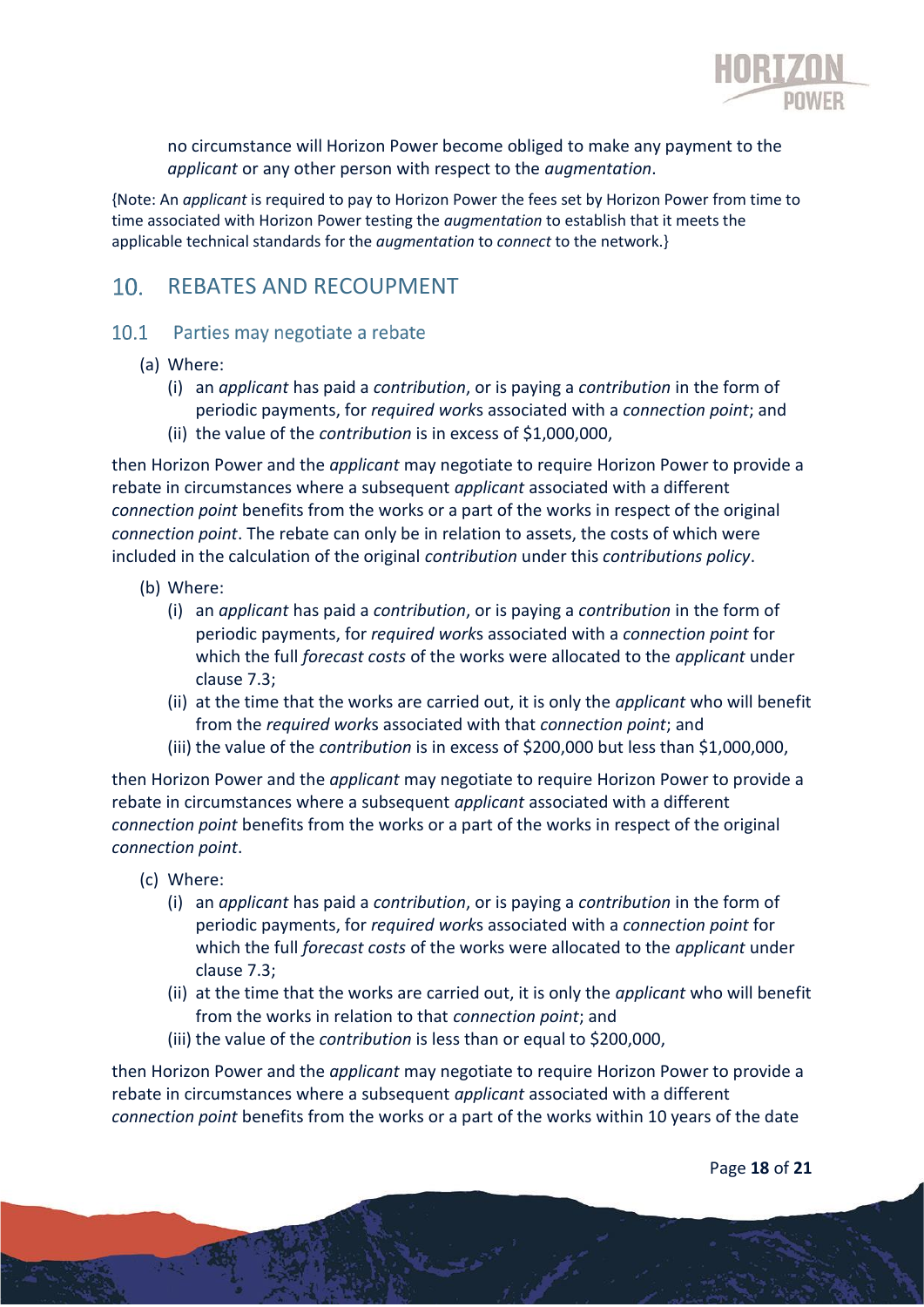no circumstance will Horizon Power become obliged to make any payment to the *applicant* or any other person with respect to the *augmentation*.

{Note: An *applicant* is required to pay to Horizon Power the fees set by Horizon Power from time to time associated with Horizon Power testing the *augmentation* to establish that it meets the applicable technical standards for the *augmentation* to *connect* to the network.}

## 10. REBATES AND RECOUPMENT

### 10.1 Parties may negotiate a rebate

(a) Where:

   (i) an *applicant* has paid a *contribution*, or is paying a *contribution* in the form of periodic payments, for *required works* associated with a *connection point*; and

   (ii) the value of the *contribution* is in excess of $1,000,000,

then Horizon Power and the *applicant* may negotiate to require Horizon Power to provide a rebate in circumstances where a subsequent *applicant* associated with a different *connection point* benefits from the works or a part of the works in respect of the original *connection point*. The rebate can only be in relation to assets, the costs of which were included in the calculation of the original *contribution* under this *contributions policy*.

(b) Where:

   (i) an *applicant* has paid a *contribution*, or is paying a *contribution* in the form of periodic payments, for *required works* associated with a *connection point* for which the full *forecast costs* of the works were allocated to the *applicant* under clause 7.3;

   (ii) at the time that the works are carried out, it is only the *applicant* who will benefit from the *required works* associated with that *connection point*; and

   (iii) the value of the *contribution* is in excess of $200,000 but less than $1,000,000,

then Horizon Power and the *applicant* may negotiate to require Horizon Power to provide a rebate in circumstances where a subsequent *applicant* associated with a different *connection point* benefits from the works or a part of the works in respect of the original *connection point*.

(c) Where:

   (i) an *applicant* has paid a *contribution*, or is paying a *contribution* in the form of periodic payments, for *required works* associated with a *connection point* for which the full *forecast costs* of the works were allocated to the *applicant* under clause 7.3;

   (ii) at the time that the works are carried out, it is only the *applicant* who will benefit from the works in relation to that *connection point*; and

   (iii) the value of the *contribution* is less than or equal to $200,000,

then Horizon Power and the *applicant* may negotiate to require Horizon Power to provide a rebate in circumstances where a subsequent *applicant* associated with a different *connection point* benefits from the works or a part of the works within 10 years of the date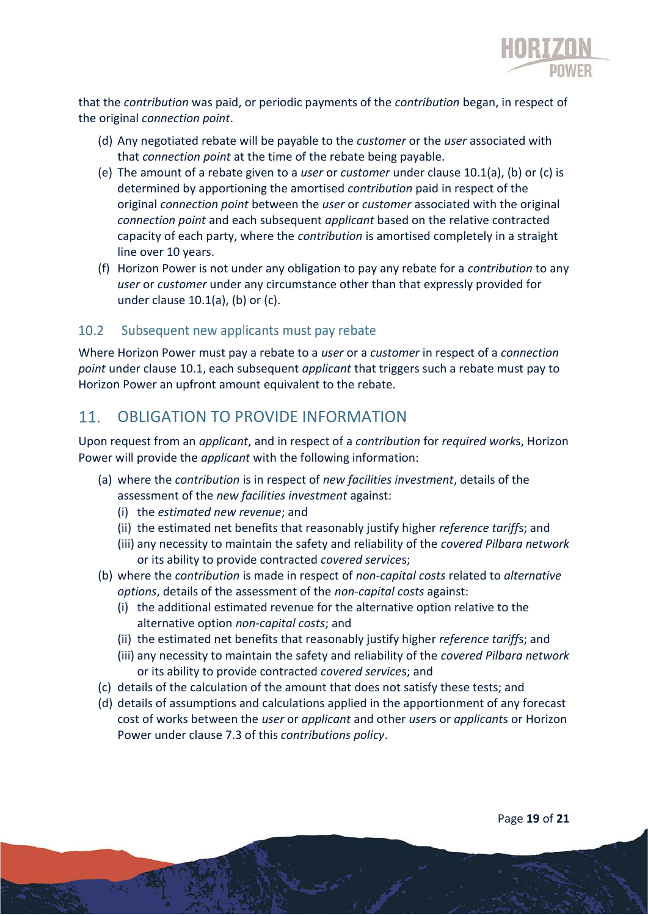that the *contribution* was paid, or periodic payments of the *contribution* began, in respect of the original *connection point*.

(d) Any negotiated rebate will be payable to the *customer* or the *user* associated with that *connection point* at the time of the rebate being payable.

(e) The amount of a rebate given to a *user* or *customer* under clause 10.1(a), (b) or (c) is determined by apportioning the amortised *contribution* paid in respect of the original *connection point* between the *user* or *customer* associated with the original *connection point* and each subsequent *applicant* based on the relative contracted capacity of each party, where the *contribution* is amortised completely in a straight line over 10 years.

(f) Horizon Power is not under any obligation to pay any rebate for a *contribution* to any *user* or *customer* under any circumstance other than that expressly provided for under clause 10.1(a), (b) or (c).

### 10.2 Subsequent new applicants must pay rebate

Where Horizon Power must pay a rebate to a *user* or a *customer* in respect of a *connection point* under clause 10.1, each subsequent *applicant* that triggers such a rebate must pay to Horizon Power an upfront amount equivalent to the rebate.

## 11. OBLIGATION TO PROVIDE INFORMATION

Upon request from an *applicant*, and in respect of a *contribution* for *required work*s, Horizon Power will provide the *applicant* with the following information:

(a) where the *contribution* is in respect of *new facilities investment*, details of the assessment of the *new facilities investment* against:

   (i) the *estimated new revenue*; and

   (ii) the estimated net benefits that reasonably justify higher *reference tariff*s; and

   (iii) any necessity to maintain the safety and reliability of the *covered Pilbara network* or its ability to provide contracted *covered services*;

(b) where the *contribution* is made in respect of *non-capital costs* related to *alternative options*, details of the assessment of the *non-capital costs* against:

   (i) the additional estimated revenue for the alternative option relative to the alternative option *non-capital costs*; and

   (ii) the estimated net benefits that reasonably justify higher *reference tariff*s; and

   (iii) any necessity to maintain the safety and reliability of the *covered Pilbara network* or its ability to provide contracted *covered services*; and

(c) details of the calculation of the amount that does not satisfy these tests; and

(d) details of assumptions and calculations applied in the apportionment of any forecast cost of works between the *user* or *applicant* and other *user*s or *applicant*s or Horizon Power under clause 7.3 of this *contributions policy*.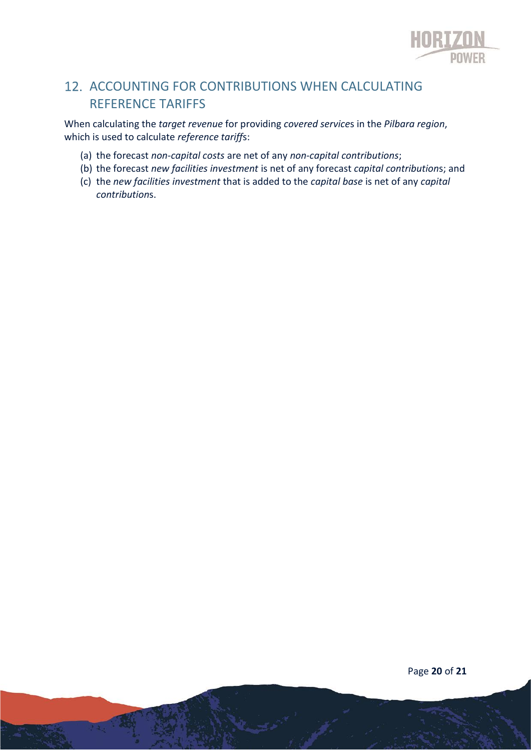## 12. ACCOUNTING FOR CONTRIBUTIONS WHEN CALCULATING REFERENCE TARIFFS

When calculating the *target revenue* for providing *covered service*s in the *Pilbara region*, which is used to calculate *reference tariff*s:

(a) the forecast *non-capital costs* are net of any *non-capital contributions*;
(b) the forecast *new facilities investment* is net of any forecast *capital contribution*s; and
(c) the *new facilities investment* that is added to the *capital base* is net of any *capital contribution*s.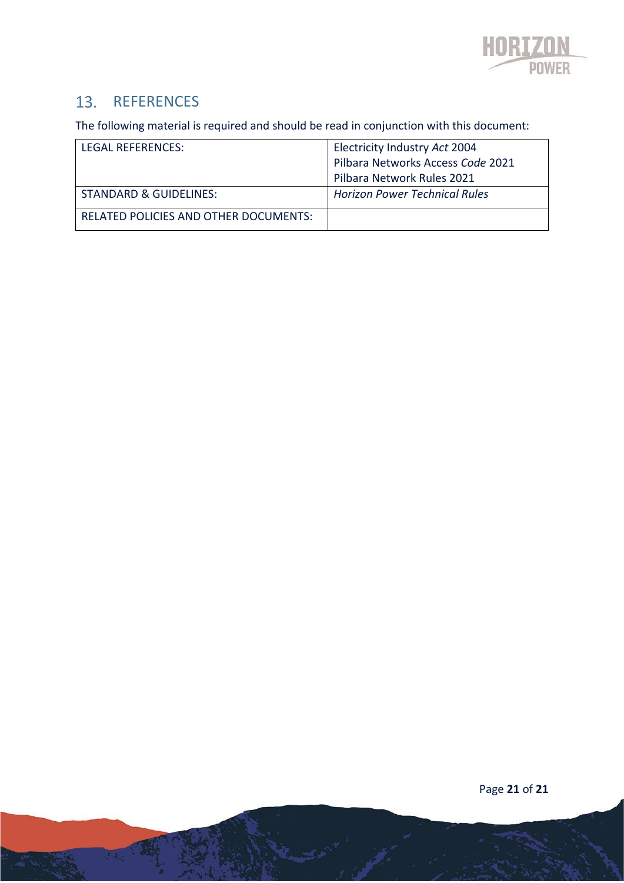## 13. REFERENCES

The following material is required and should be read in conjunction with this document:

| | |
|---|---|
| LEGAL REFERENCES: | Electricity Industry *Act* 2004<br>Pilbara Networks Access *Code* 2021<br>Pilbara Network Rules 2021 |
| STANDARD & GUIDELINES: | *Horizon Power Technical Rules* |
| RELATED POLICIES AND OTHER DOCUMENTS: | |